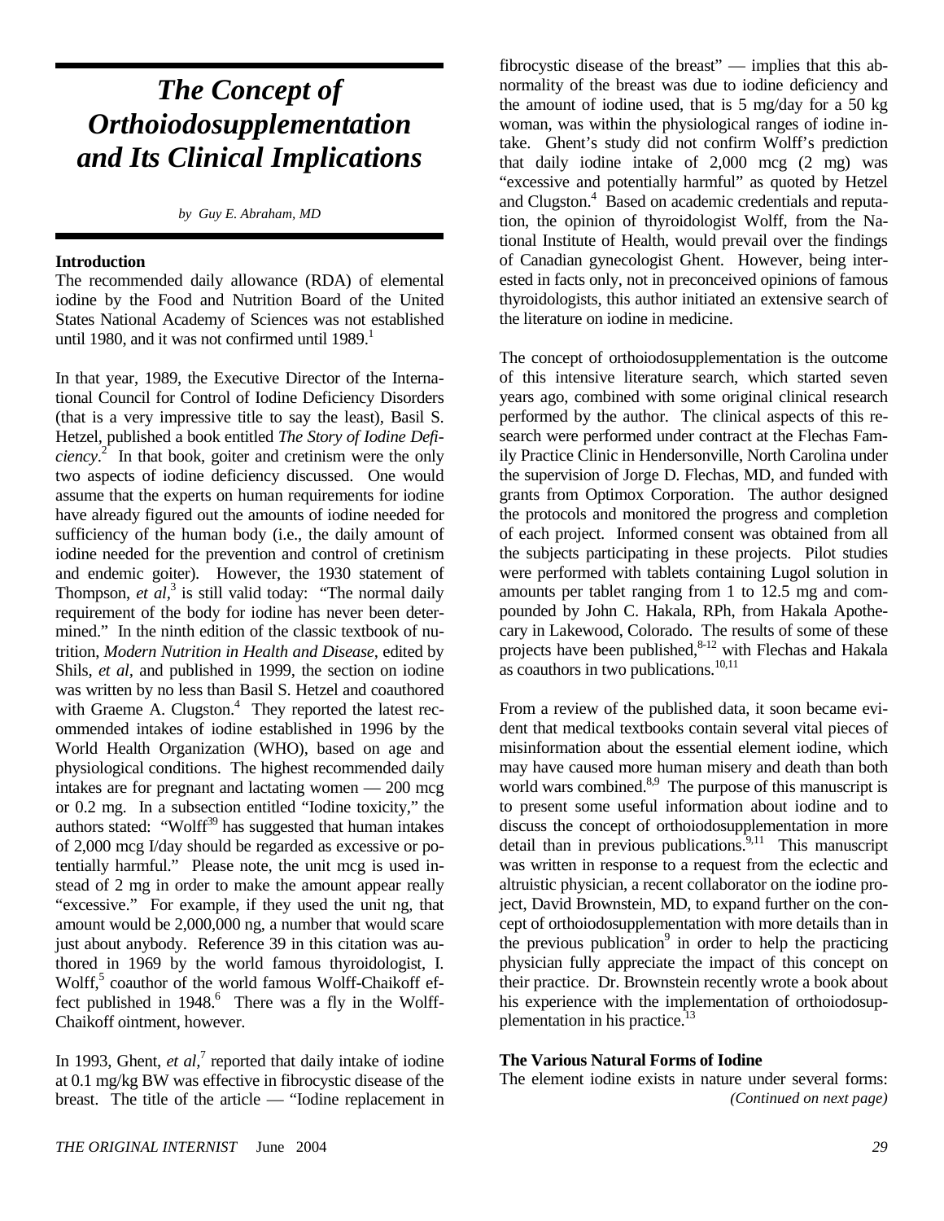# The Concept of Orthoiodosupplementation and Its Clinical Implications

*by Guy E. Abraham, MD*

## Introduction

The recommended daily allowance (RDA) of elemental iodine by the Food and Nutrition Board of the United States National Academy of Sciences was not established until 1980, and it was not confirmed until 1989.[1]

In that year, 1989, the Executive Director of the International Council for Control of Iodine Deficiency Disorders (that is a very impressive title to say the least), Basil S. Hetzel, published a book entitled *The Story of Iodine Deficiency*.[2] In that book, goiter and cretinism were the only two aspects of iodine deficiency discussed. One would assume that the experts on human requirements for iodine have already figured out the amounts of iodine needed for sufficiency of the human body (i.e., the daily amount of iodine needed for the prevention and control of cretinism and endemic goiter). However, the 1930 statement of Thompson, *et al*,[3] is still valid today: "The normal daily requirement of the body for iodine has never been determined." In the ninth edition of the classic textbook of nutrition, *Modern Nutrition in Health and Disease*, edited by Shils, *et al*, and published in 1999, the section on iodine was written by no less than Basil S. Hetzel and coauthored with Graeme A. Clugston.[4] They reported the latest recommended intakes of iodine established in 1996 by the World Health Organization (WHO), based on age and physiological conditions. The highest recommended daily intakes are for pregnant and lactating women — 200 mcg or 0.2 mg. In a subsection entitled "Iodine toxicity," the authors stated: "Wolff[39] has suggested that human intakes of 2,000 mcg I/day should be regarded as excessive or potentially harmful." Please note, the unit mcg is used instead of 2 mg in order to make the amount appear really "excessive." For example, if they used the unit ng, that amount would be 2,000,000 ng, a number that would scare just about anybody. Reference 39 in this citation was authored in 1969 by the world famous thyroidologist, I. Wolff,[5] coauthor of the world famous Wolff-Chaikoff effect published in 1948.[6] There was a fly in the Wolff-Chaikoff ointment, however.

In 1993, Ghent, *et al*,[7] reported that daily intake of iodine at 0.1 mg/kg BW was effective in fibrocystic disease of the breast. The title of the article — "Iodine replacement in fibrocystic disease of the breast" — implies that this abnormality of the breast was due to iodine deficiency and the amount of iodine used, that is 5 mg/day for a 50 kg woman, was within the physiological ranges of iodine intake. Ghent's study did not confirm Wolff's prediction that daily iodine intake of 2,000 mcg (2 mg) was "excessive and potentially harmful" as quoted by Hetzel and Clugston.[4] Based on academic credentials and reputation, the opinion of thyroidologist Wolff, from the National Institute of Health, would prevail over the findings of Canadian gynecologist Ghent. However, being interested in facts only, not in preconceived opinions of famous thyroidologists, this author initiated an extensive search of the literature on iodine in medicine.

The concept of orthoiodosupplementation is the outcome of this intensive literature search, which started seven years ago, combined with some original clinical research performed by the author. The clinical aspects of this research were performed under contract at the Flechas Family Practice Clinic in Hendersonville, North Carolina under the supervision of Jorge D. Flechas, MD, and funded with grants from Optimox Corporation. The author designed the protocols and monitored the progress and completion of each project. Informed consent was obtained from all the subjects participating in these projects. Pilot studies were performed with tablets containing Lugol solution in amounts per tablet ranging from 1 to 12.5 mg and compounded by John C. Hakala, RPh, from Hakala Apothecary in Lakewood, Colorado. The results of some of these projects have been published,[8-12] with Flechas and Hakala as coauthors in two publications.[10,11]

From a review of the published data, it soon became evident that medical textbooks contain several vital pieces of misinformation about the essential element iodine, which may have caused more human misery and death than both world wars combined.[8,9] The purpose of this manuscript is to present some useful information about iodine and to discuss the concept of orthoiodosupplementation in more detail than in previous publications.[9,11] This manuscript was written in response to a request from the eclectic and altruistic physician, a recent collaborator on the iodine project, David Brownstein, MD, to expand further on the concept of orthoiodosupplementation with more details than in the previous publication[9] in order to help the practicing physician fully appreciate the impact of this concept on their practice. Dr. Brownstein recently wrote a book about his experience with the implementation of orthoiodosupplementation in his practice.[13]

## The Various Natural Forms of Iodine

The element iodine exists in nature under several forms:

*(Continued on next page)*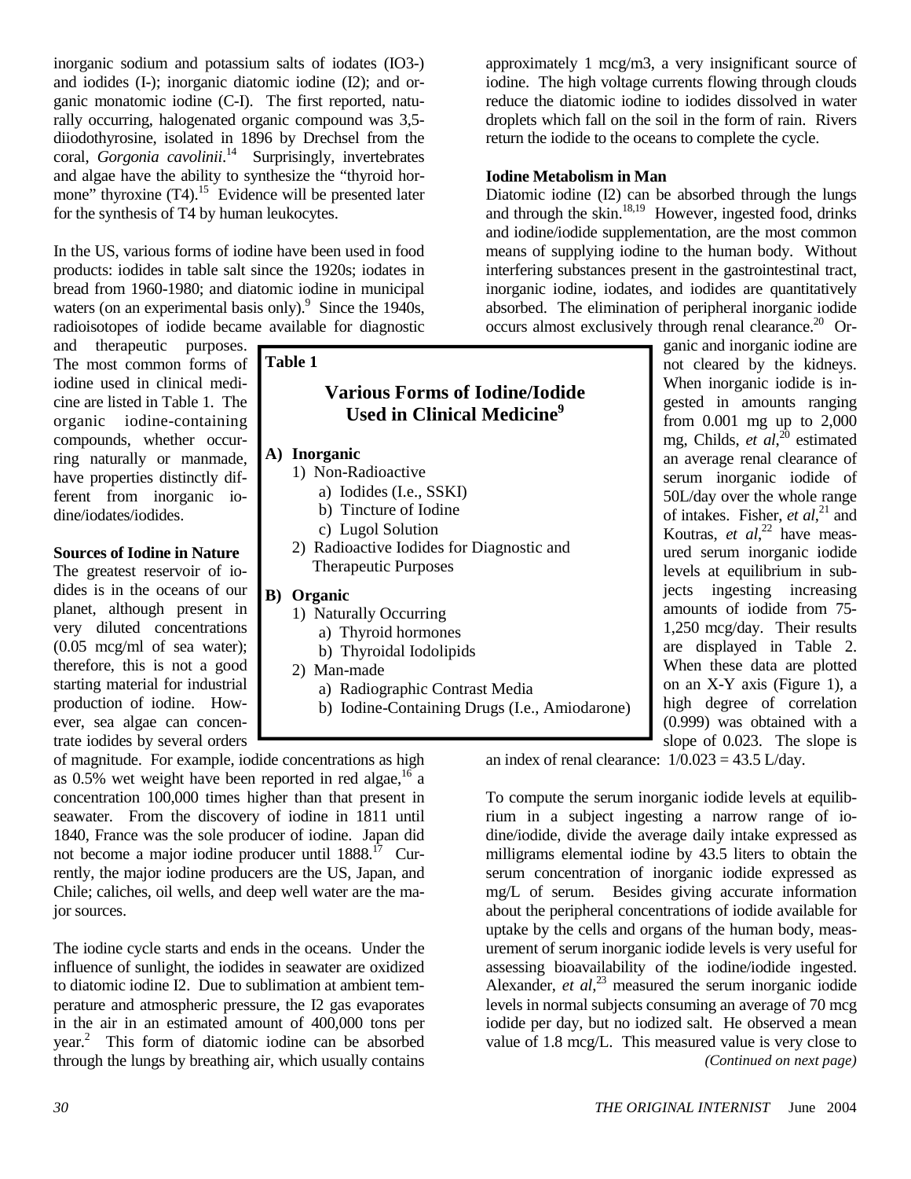inorganic sodium and potassium salts of iodates (IO3-) and iodides (I-); inorganic diatomic iodine (I2); and organic monatomic iodine (C-I). The first reported, naturally occurring, halogenated organic compound was 3,5-diiodothyrosine, isolated in 1896 by Drechsel from the coral, *Gorgonia cavolinii*.[14] Surprisingly, invertebrates and algae have the ability to synthesize the "thyroid hormone" thyroxine (T4).[15] Evidence will be presented later for the synthesis of T4 by human leukocytes.

In the US, various forms of iodine have been used in food products: iodides in table salt since the 1920s; iodates in bread from 1960-1980; and diatomic iodine in municipal waters (on an experimental basis only).[9] Since the 1940s, radioisotopes of iodide became available for diagnostic and therapeutic purposes. The most common forms of iodine used in clinical medicine are listed in Table 1. The organic iodine-containing compounds, whether occurring naturally or manmade, have properties distinctly different from inorganic iodine/iodates/iodides.

**Table 1**

**Various Forms of Iodine/Iodide Used in Clinical Medicine[9]**

**A) Inorganic**

1) Non-Radioactive
   a) Iodides (I.e., SSKI)
   b) Tincture of Iodine
   c) Lugol Solution
2) Radioactive Iodides for Diagnostic and Therapeutic Purposes

**B) Organic**

1) Naturally Occurring
   a) Thyroid hormones
   b) Thyroidal Iodolipids
2) Man-made
   a) Radiographic Contrast Media
   b) Iodine-Containing Drugs (I.e., Amiodarone)

### Sources of Iodine in Nature

The greatest reservoir of iodides is in the oceans of our planet, although present in very diluted concentrations (0.05 mcg/ml of sea water); therefore, this is not a good starting material for industrial production of iodine. However, sea algae can concentrate iodides by several orders of magnitude. For example, iodide concentrations as high as 0.5% wet weight have been reported in red algae,[16] a concentration 100,000 times higher than that present in seawater. From the discovery of iodine in 1811 until 1840, France was the sole producer of iodine. Japan did not become a major iodine producer until 1888.[17] Currently, the major iodine producers are the US, Japan, and Chile; caliches, oil wells, and deep well water are the major sources.

The iodine cycle starts and ends in the oceans. Under the influence of sunlight, the iodides in seawater are oxidized to diatomic iodine I2. Due to sublimation at ambient temperature and atmospheric pressure, the I2 gas evaporates in the air in an estimated amount of 400,000 tons per year.[2] This form of diatomic iodine can be absorbed through the lungs by breathing air, which usually contains approximately 1 mcg/m3, a very insignificant source of iodine. The high voltage currents flowing through clouds reduce the diatomic iodine to iodides dissolved in water droplets which fall on the soil in the form of rain. Rivers return the iodide to the oceans to complete the cycle.

### Iodine Metabolism in Man

Diatomic iodine (I2) can be absorbed through the lungs and through the skin.[18,19] However, ingested food, drinks and iodine/iodide supplementation, are the most common means of supplying iodine to the human body. Without interfering substances present in the gastrointestinal tract, inorganic iodine, iodates, and iodides are quantitatively absorbed. The elimination of peripheral inorganic iodide occurs almost exclusively through renal clearance.[20] Organic and inorganic iodine are not cleared by the kidneys. When inorganic iodide is ingested in amounts ranging from 0.001 mg up to 2,000 mg, Childs, *et al*,[20] estimated an average renal clearance of serum inorganic iodide of 50L/day over the whole range of intakes. Fisher, *et al*,[21] and Koutras, *et al*,[22] have measured serum inorganic iodide levels at equilibrium in subjects ingesting increasing amounts of iodide from 75-1,250 mcg/day. Their results are displayed in Table 2. When these data are plotted on an X-Y axis (Figure 1), a high degree of correlation (0.999) was obtained with a slope of 0.023. The slope is an index of renal clearance: $1/0.023 = 43.5$ L/day.

To compute the serum inorganic iodide levels at equilibrium in a subject ingesting a narrow range of iodine/iodide, divide the average daily intake expressed as milligrams elemental iodine by 43.5 liters to obtain the serum concentration of inorganic iodide expressed as mg/L of serum. Besides giving accurate information about the peripheral concentrations of iodide available for uptake by the cells and organs of the human body, measurement of serum inorganic iodide levels is very useful for assessing bioavailability of the iodine/iodide ingested. Alexander, *et al*,[23] measured the serum inorganic iodide levels in normal subjects consuming an average of 70 mcg iodide per day, but no iodized salt. He observed a mean value of 1.8 mcg/L. This measured value is very close to

*(Continued on next page)*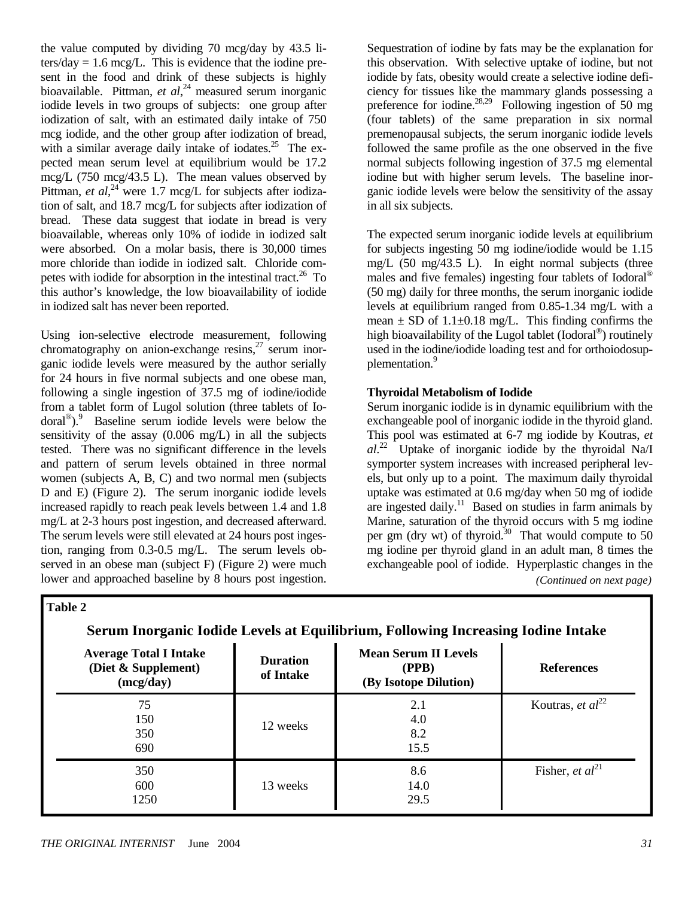the value computed by dividing 70 mcg/day by 43.5 liters/day = 1.6 mcg/L. This is evidence that the iodine present in the food and drink of these subjects is highly bioavailable. Pittman, *et al*,[24] measured serum inorganic iodide levels in two groups of subjects: one group after iodization of salt, with an estimated daily intake of 750 mcg iodide, and the other group after iodization of bread, with a similar average daily intake of iodates.[25] The expected mean serum level at equilibrium would be 17.2 mcg/L (750 mcg/43.5 L). The mean values observed by Pittman, *et al*,[24] were 1.7 mcg/L for subjects after iodization of salt, and 18.7 mcg/L for subjects after iodization of bread. These data suggest that iodate in bread is very bioavailable, whereas only 10% of iodide in iodized salt were absorbed. On a molar basis, there is 30,000 times more chloride than iodide in iodized salt. Chloride competes with iodide for absorption in the intestinal tract.[26] To this author's knowledge, the low bioavailability of iodide in iodized salt has never been reported.

Using ion-selective electrode measurement, following chromatography on anion-exchange resins,[27] serum inorganic iodide levels were measured by the author serially for 24 hours in five normal subjects and one obese man, following a single ingestion of 37.5 mg of iodine/iodide from a tablet form of Lugol solution (three tablets of Iodoral®).[9] Baseline serum iodide levels were below the sensitivity of the assay (0.006 mg/L) in all the subjects tested. There was no significant difference in the levels and pattern of serum levels obtained in three normal women (subjects A, B, C) and two normal men (subjects D and E) (Figure 2). The serum inorganic iodide levels increased rapidly to reach peak levels between 1.4 and 1.8 mg/L at 2-3 hours post ingestion, and decreased afterward. The serum levels were still elevated at 24 hours post ingestion, ranging from 0.3-0.5 mg/L. The serum levels observed in an obese man (subject F) (Figure 2) were much lower and approached baseline by 8 hours post ingestion. Sequestration of iodine by fats may be the explanation for this observation. With selective uptake of iodine, but not iodide by fats, obesity would create a selective iodine deficiency for tissues like the mammary glands possessing a preference for iodine.[28,29] Following ingestion of 50 mg (four tablets) of the same preparation in six normal premenopausal subjects, the serum inorganic iodide levels followed the same profile as the one observed in the five normal subjects following ingestion of 37.5 mg elemental iodine but with higher serum levels. The baseline inorganic iodide levels were below the sensitivity of the assay in all six subjects.

The expected serum inorganic iodide levels at equilibrium for subjects ingesting 50 mg iodine/iodide would be 1.15 mg/L (50 mg/43.5 L). In eight normal subjects (three males and five females) ingesting four tablets of Iodoral® (50 mg) daily for three months, the serum inorganic iodide levels at equilibrium ranged from 0.85-1.34 mg/L with a mean ± SD of 1.1±0.18 mg/L. This finding confirms the high bioavailability of the Lugol tablet (Iodoral®) routinely used in the iodine/iodide loading test and for orthoiodosupplementation.[9]

**Thyroidal Metabolism of Iodide**

Serum inorganic iodide is in dynamic equilibrium with the exchangeable pool of inorganic iodide in the thyroid gland. This pool was estimated at 6-7 mg iodide by Koutras, *et al*.[22] Uptake of inorganic iodide by the thyroidal Na/I symporter system increases with increased peripheral levels, but only up to a point. The maximum daily thyroidal uptake was estimated at 0.6 mg/day when 50 mg of iodide are ingested daily.[11] Based on studies in farm animals by Marine, saturation of the thyroid occurs with 5 mg iodine per gm (dry wt) of thyroid.[30] That would compute to 50 mg iodine per thyroid gland in an adult man, 8 times the exchangeable pool of iodide. Hyperplastic changes in the

*(Continued on next page)*

**Table 2**

**Serum Inorganic Iodide Levels at Equilibrium, Following Increasing Iodine Intake**

| Average Total I Intake (Diet & Supplement) (mcg/day) | Duration of Intake | Mean Serum II Levels (PPB) (By Isotope Dilution) | References |
|---|---|---|---|
| 75 | 12 weeks | 2.1 | Koutras, *et al*[22] |
| 150 | | 4.0 | |
| 350 | | 8.2 | |
| 690 | | 15.5 | |
| 350 | 13 weeks | 8.6 | Fisher, *et al*[21] |
| 600 | | 14.0 | |
| 1250 | | 29.5 | |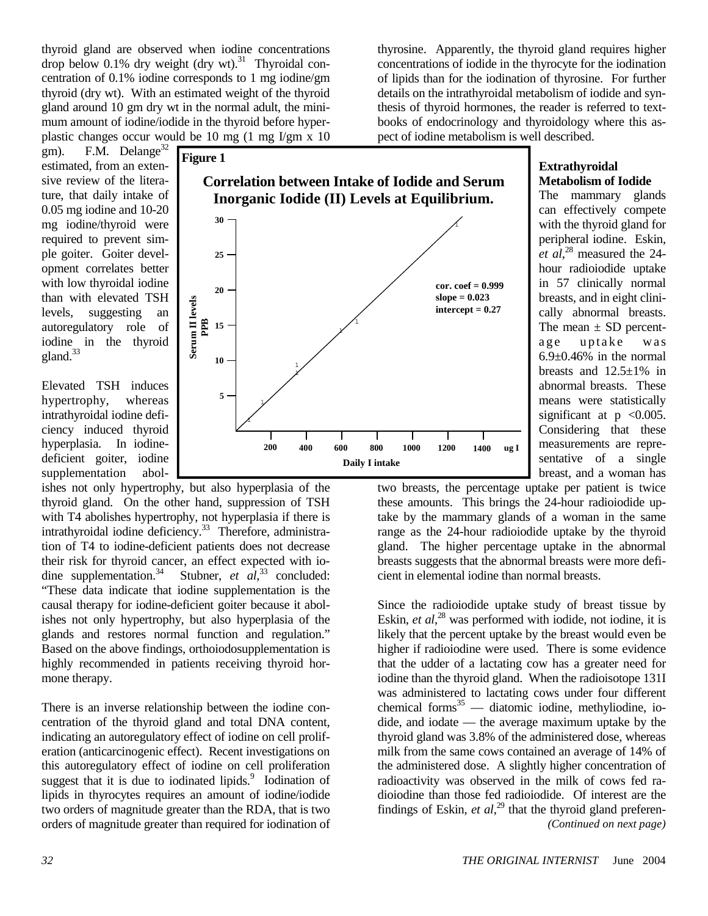thyroid gland are observed when iodine concentrations drop below 0.1% dry weight (dry wt).[31] Thyroidal concentration of 0.1% iodine corresponds to 1 mg iodine/gm thyroid (dry wt). With an estimated weight of the thyroid gland around 10 gm dry wt in the normal adult, the minimum amount of iodine/iodide in the thyroid before hyperplastic changes occur would be 10 mg (1 mg I/gm x 10 gm). F.M. Delange[32] estimated, from an extensive review of the literature, that daily intake of 0.05 mg iodine and 10-20 mg iodine/thyroid were required to prevent simple goiter. Goiter development correlates better with low thyroidal iodine than with elevated TSH levels, suggesting an autoregulatory role of iodine in the thyroid gland.[33]

Elevated TSH induces hypertrophy, whereas intrathyroidal iodine deficiency induced thyroid hyperplasia. In iodine-deficient goiter, iodine supplementation abolishes not only hypertrophy, but also hyperplasia of the thyroid gland. On the other hand, suppression of TSH with T4 abolishes hypertrophy, not hyperplasia if there is intrathyroidal iodine deficiency.[33] Therefore, administration of T4 to iodine-deficient patients does not decrease their risk for thyroid cancer, an effect expected with iodine supplementation.[34] Stubner, *et al*,[33] concluded: "These data indicate that iodine supplementation is the causal therapy for iodine-deficient goiter because it abolishes not only hypertrophy, but also hyperplasia of the glands and restores normal function and regulation." Based on the above findings, orthoiodosupplementation is highly recommended in patients receiving thyroid hormone therapy.

There is an inverse relationship between the iodine concentration of the thyroid gland and total DNA content, indicating an autoregulatory effect of iodine on cell proliferation (anticarcinogenic effect). Recent investigations on this autoregulatory effect of iodine on cell proliferation suggest that it is due to iodinated lipids.[9] Iodination of lipids in thyrocytes requires an amount of iodine/iodide two orders of magnitude greater than the RDA, that is two orders of magnitude greater than required for iodination of thyrosine. Apparently, the thyroid gland requires higher concentrations of iodide in the thyrocyte for the iodination of lipids than for the iodination of thyrosine. For further details on the intrathyroidal metabolism of iodide and synthesis of thyroid hormones, the reader is referred to textbooks of endocrinology and thyroidology where this aspect of iodine metabolism is well described.

**Figure 1**

**Correlation between Intake of Iodide and Serum Inorganic Iodide (II) Levels at Equilibrium.**

(Graph: Serum II levels PPB vs. Daily I intake (ug I); cor. coef = 0.999, slope = 0.023, intercept = 0.27)

### Extrathyroidal Metabolism of Iodide

The mammary glands can effectively compete with the thyroid gland for peripheral iodine. Eskin, *et al*,[28] measured the 24-hour radioiodide uptake in 57 clinically normal breasts, and in eight clinically abnormal breasts. The mean ± SD percentage uptake was 6.9±0.46% in the normal breasts and 12.5±1% in abnormal breasts. These means were statistically significant at $p < 0.005$. Considering that these measurements are representative of a single breast, and a woman has two breasts, the percentage uptake per patient is twice these amounts. This brings the 24-hour radioiodide uptake by the mammary glands of a woman in the same range as the 24-hour radioiodide uptake by the thyroid gland. The higher percentage uptake in the abnormal breasts suggests that the abnormal breasts were more deficient in elemental iodine than normal breasts.

Since the radioiodide uptake study of breast tissue by Eskin, *et al*,[28] was performed with iodide, not iodine, it is likely that the percent uptake by the breast would even be higher if radioiodine were used. There is some evidence that the udder of a lactating cow has a greater need for iodine than the thyroid gland. When the radioisotope 131I was administered to lactating cows under four different chemical forms[35] — diatomic iodine, methyliodine, iodide, and iodate — the average maximum uptake by the thyroid gland was 3.8% of the administered dose, whereas milk from the same cows contained an average of 14% of the administered dose. A slightly higher concentration of radioactivity was observed in the milk of cows fed radioiodine than those fed radioiodide. Of interest are the findings of Eskin, *et al*,[29] that the thyroid gland preferen-

*(Continued on next page)*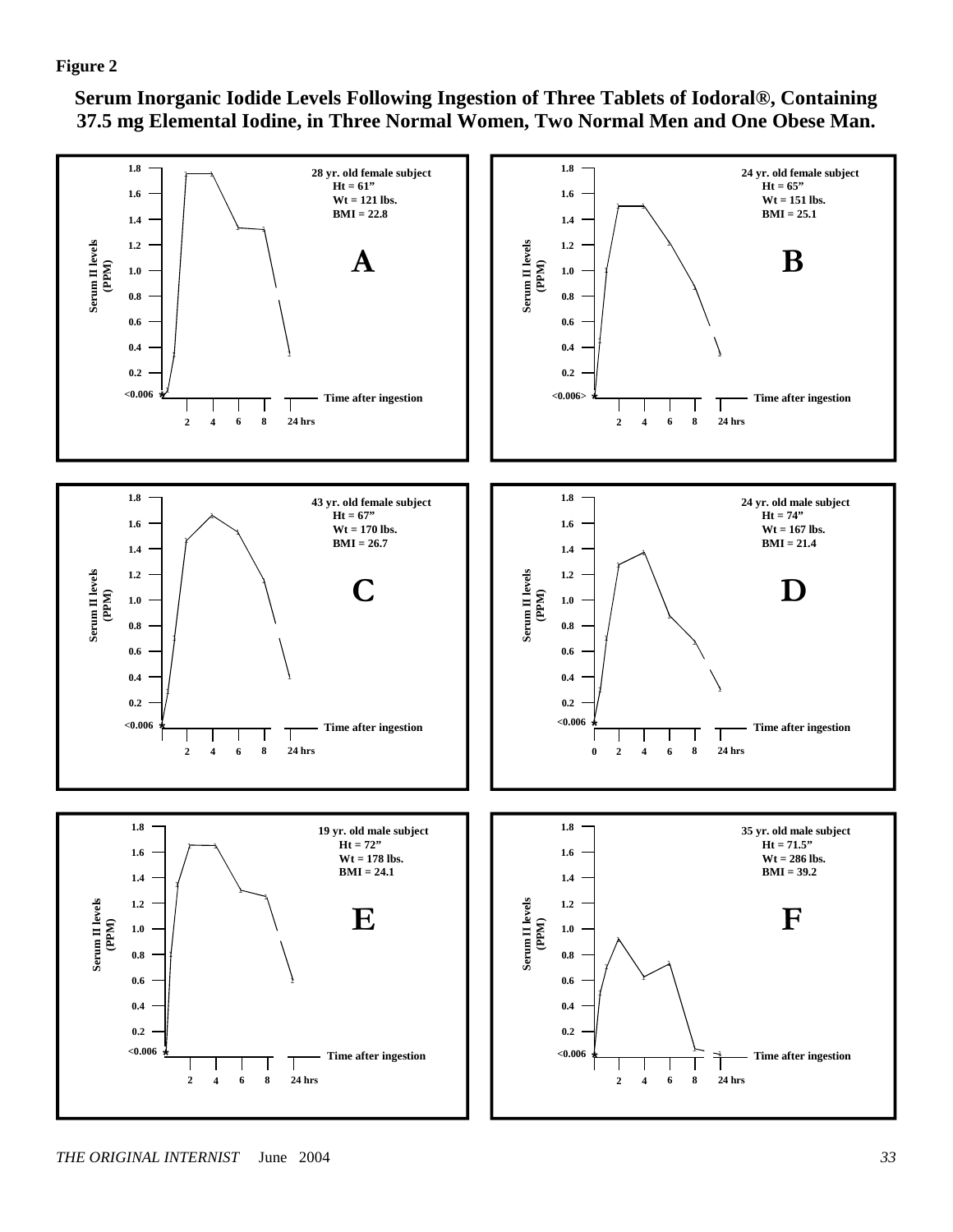**Figure 2**

**Serum Inorganic Iodide Levels Following Ingestion of Three Tablets of Iodoral®, Containing 37.5 mg Elemental Iodine, in Three Normal Women, Two Normal Men and One Obese Man.**

**A**
28 yr. old female subject
Ht = 61"
Wt = 121 lbs.
BMI = 22.8

**B**
24 yr. old female subject
Ht = 65"
Wt = 151 lbs.
BMI = 25.1

**C**
43 yr. old female subject
Ht = 67"
Wt = 170 lbs.
BMI = 26.7

**D**
24 yr. old male subject
Ht = 74"
Wt = 167 lbs.
BMI = 21.4

**E**
19 yr. old male subject
Ht = 72"
Wt = 178 lbs.
BMI = 24.1

**F**
35 yr. old male subject
Ht = 71.5"
Wt = 286 lbs.
BMI = 39.2

Y-axis: Serum II levels (PPM) — <0.006, 0.2, 0.4, 0.6, 0.8, 1.0, 1.2, 1.4, 1.6, 1.8

X-axis: Time after ingestion — 2, 4, 6, 8, 24 hrs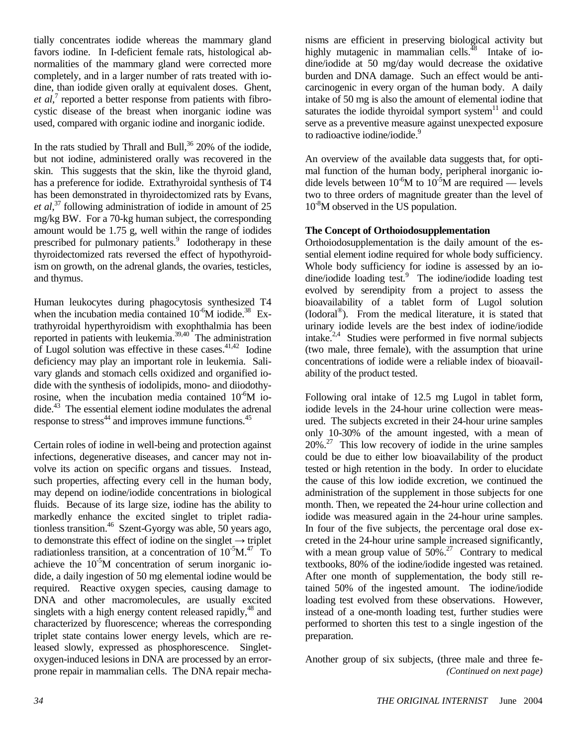tially concentrates iodide whereas the mammary gland favors iodine. In I-deficient female rats, histological abnormalities of the mammary gland were corrected more completely, and in a larger number of rats treated with iodine, than iodide given orally at equivalent doses. Ghent, *et al*,[7] reported a better response from patients with fibrocystic disease of the breast when inorganic iodine was used, compared with organic iodine and inorganic iodide.

In the rats studied by Thrall and Bull,[36] 20% of the iodide, but not iodine, administered orally was recovered in the skin. This suggests that the skin, like the thyroid gland, has a preference for iodide. Extrathyroidal synthesis of T4 has been demonstrated in thyroidectomized rats by Evans, *et al*,[37] following administration of iodide in amount of 25 mg/kg BW. For a 70-kg human subject, the corresponding amount would be 1.75 g, well within the range of iodides prescribed for pulmonary patients.[9] Iodotherapy in these thyroidectomized rats reversed the effect of hypothyroidism on growth, on the adrenal glands, the ovaries, testicles, and thymus.

Human leukocytes during phagocytosis synthesized T4 when the incubation media contained $10^{-6}$M iodide.[38] Extrathyroidal hyperthyroidism with exophthalmia has been reported in patients with leukemia.[39,40] The administration of Lugol solution was effective in these cases.[41,42] Iodine deficiency may play an important role in leukemia. Salivary glands and stomach cells oxidized and organified iodide with the synthesis of iodolipids, mono- and diiodothyrosine, when the incubation media contained $10^{-6}$M iodide.[43] The essential element iodine modulates the adrenal response to stress[44] and improves immune functions.[45]

Certain roles of iodine in well-being and protection against infections, degenerative diseases, and cancer may not involve its action on specific organs and tissues. Instead, such properties, affecting every cell in the human body, may depend on iodine/iodide concentrations in biological fluids. Because of its large size, iodine has the ability to markedly enhance the excited singlet to triplet radiationless transition.[46] Szent-Gyorgy was able, 50 years ago, to demonstrate this effect of iodine on the singlet → triplet radiationless transition, at a concentration of $10^{-5}$M.[47] To achieve the $10^{-5}$M concentration of serum inorganic iodide, a daily ingestion of 50 mg elemental iodine would be required. Reactive oxygen species, causing damage to DNA and other macromolecules, are usually excited singlets with a high energy content released rapidly,[48] and characterized by fluorescence; whereas the corresponding triplet state contains lower energy levels, which are released slowly, expressed as phosphorescence. Singlet-oxygen-induced lesions in DNA are processed by an error-prone repair in mammalian cells. The DNA repair mechanisms are efficient in preserving biological activity but highly mutagenic in mammalian cells.[48] Intake of iodine/iodide at 50 mg/day would decrease the oxidative burden and DNA damage. Such an effect would be anticarcinogenic in every organ of the human body. A daily intake of 50 mg is also the amount of elemental iodine that saturates the iodide thyroidal symport system[11] and could serve as a preventive measure against unexpected exposure to radioactive iodine/iodide.[9]

An overview of the available data suggests that, for optimal function of the human body, peripheral inorganic iodide levels between $10^{-6}$M to $10^{-5}$M are required — levels two to three orders of magnitude greater than the level of $10^{-8}$M observed in the US population.

**The Concept of Orthoiodosupplementation**

Orthoiodosupplementation is the daily amount of the essential element iodine required for whole body sufficiency. Whole body sufficiency for iodine is assessed by an iodine/iodide loading test.[9] The iodine/iodide loading test evolved by serendipity from a project to assess the bioavailability of a tablet form of Lugol solution (Iodoral®). From the medical literature, it is stated that urinary iodide levels are the best index of iodine/iodide intake.[2,4] Studies were performed in five normal subjects (two male, three female), with the assumption that urine concentrations of iodide were a reliable index of bioavailability of the product tested.

Following oral intake of 12.5 mg Lugol in tablet form, iodide levels in the 24-hour urine collection were measured. The subjects excreted in their 24-hour urine samples only 10-30% of the amount ingested, with a mean of 20%.[27] This low recovery of iodide in the urine samples could be due to either low bioavailability of the product tested or high retention in the body. In order to elucidate the cause of this low iodide excretion, we continued the administration of the supplement in those subjects for one month. Then, we repeated the 24-hour urine collection and iodide was measured again in the 24-hour urine samples. In four of the five subjects, the percentage oral dose excreted in the 24-hour urine sample increased significantly, with a mean group value of 50%.[27] Contrary to medical textbooks, 80% of the iodine/iodide ingested was retained. After one month of supplementation, the body still retained 50% of the ingested amount. The iodine/iodide loading test evolved from these observations. However, instead of a one-month loading test, further studies were performed to shorten this test to a single ingestion of the preparation.

Another group of six subjects, (three male and three fe-

*(Continued on next page)*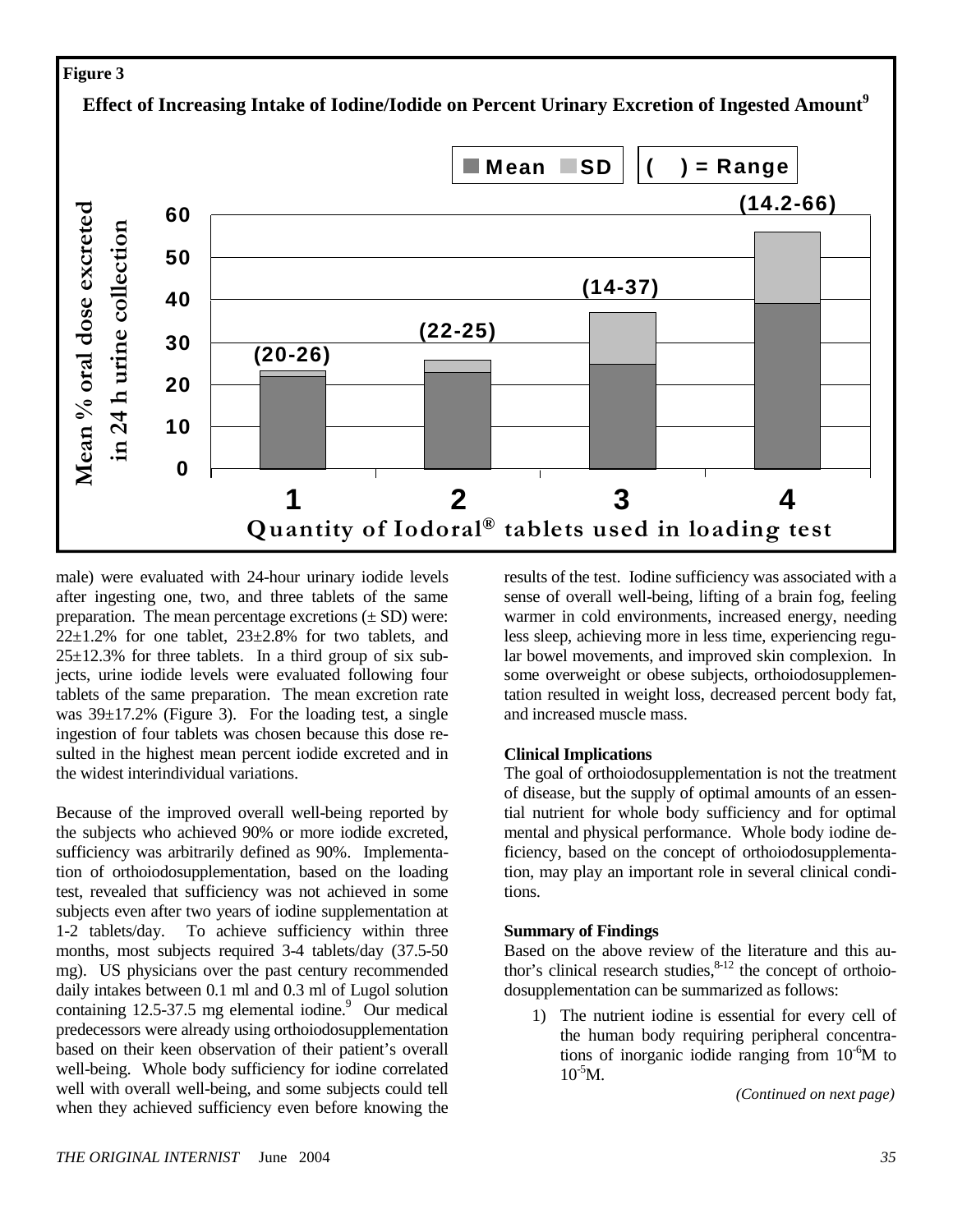**Figure 3**

**Effect of Increasing Intake of Iodine/Iodide on Percent Urinary Excretion of Ingested Amount[9]**

Mean SD ( ) = Range

Mean % oral dose excreted in 24 h urine collection

Quantity of Iodoral® tablets used in loading test

| Tablets | Range |
|---|---|
| 1 | (20-26) |
| 2 | (22-25) |
| 3 | (14-37) |
| 4 | (14.2-66) |

male) were evaluated with 24-hour urinary iodide levels after ingesting one, two, and three tablets of the same preparation. The mean percentage excretions (± SD) were: 22±1.2% for one tablet, 23±2.8% for two tablets, and 25±12.3% for three tablets. In a third group of six subjects, urine iodide levels were evaluated following four tablets of the same preparation. The mean excretion rate was 39±17.2% (Figure 3). For the loading test, a single ingestion of four tablets was chosen because this dose resulted in the highest mean percent iodide excreted and in the widest interindividual variations.

Because of the improved overall well-being reported by the subjects who achieved 90% or more iodide excreted, sufficiency was arbitrarily defined as 90%. Implementation of orthoiodosupplementation, based on the loading test, revealed that sufficiency was not achieved in some subjects even after two years of iodine supplementation at 1-2 tablets/day. To achieve sufficiency within three months, most subjects required 3-4 tablets/day (37.5-50 mg). US physicians over the past century recommended daily intakes between 0.1 ml and 0.3 ml of Lugol solution containing 12.5-37.5 mg elemental iodine.[9] Our medical predecessors were already using orthoiodosupplementation based on their keen observation of their patient's overall well-being. Whole body sufficiency for iodine correlated well with overall well-being, and some subjects could tell when they achieved sufficiency even before knowing the results of the test. Iodine sufficiency was associated with a sense of overall well-being, lifting of a brain fog, feeling warmer in cold environments, increased energy, needing less sleep, achieving more in less time, experiencing regular bowel movements, and improved skin complexion. In some overweight or obese subjects, orthoiodosupplementation resulted in weight loss, decreased percent body fat, and increased muscle mass.

**Clinical Implications**

The goal of orthoiodosupplementation is not the treatment of disease, but the supply of optimal amounts of an essential nutrient for whole body sufficiency and for optimal mental and physical performance. Whole body iodine deficiency, based on the concept of orthoiodosupplementation, may play an important role in several clinical conditions.

**Summary of Findings**

Based on the above review of the literature and this author's clinical research studies,[8-12] the concept of orthoiodosupplementation can be summarized as follows:

1) The nutrient iodine is essential for every cell of the human body requiring peripheral concentrations of inorganic iodide ranging from $10^{-6}$M to $10^{-5}$M.

*(Continued on next page)*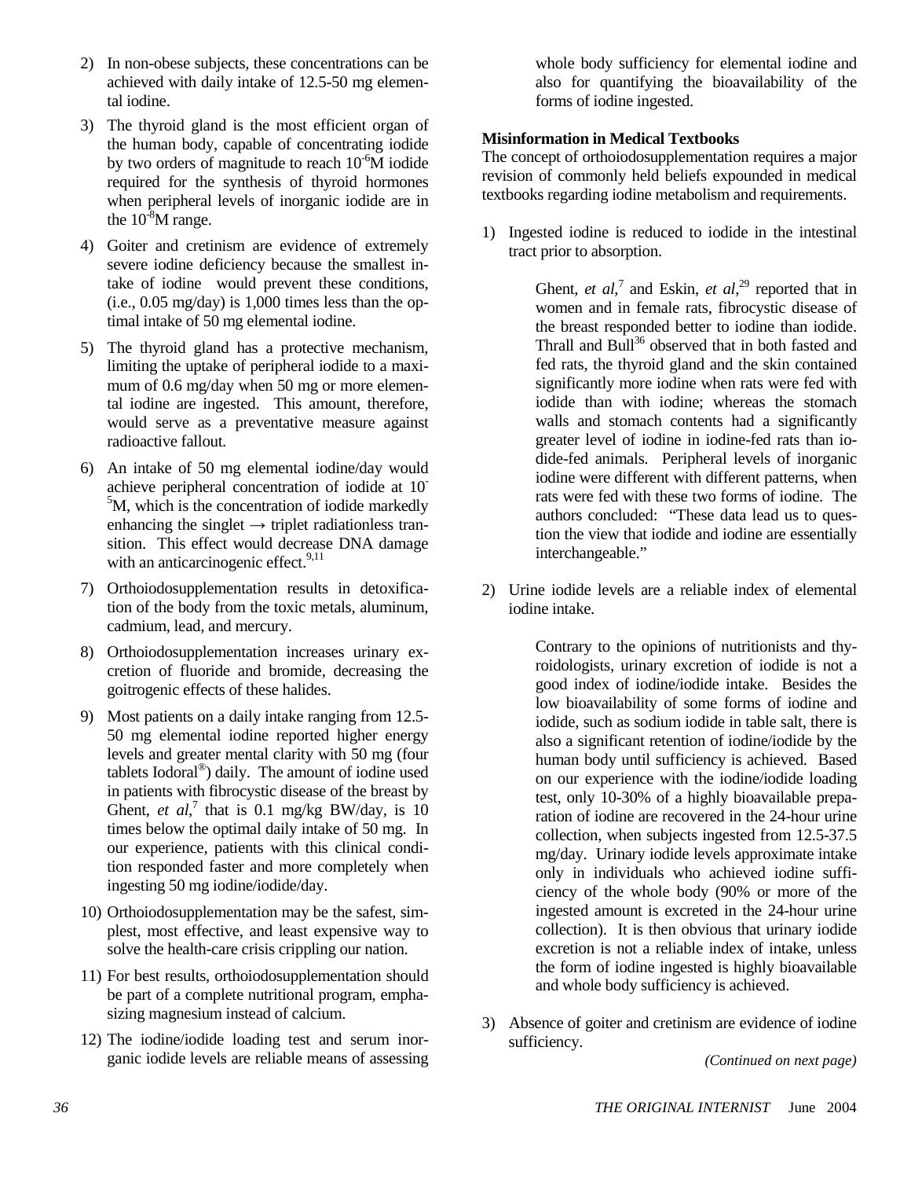2) In non-obese subjects, these concentrations can be achieved with daily intake of 12.5-50 mg elemental iodine.

3) The thyroid gland is the most efficient organ of the human body, capable of concentrating iodide by two orders of magnitude to reach $10^{-6}$M iodide required for the synthesis of thyroid hormones when peripheral levels of inorganic iodide are in the $10^{-8}$M range.

4) Goiter and cretinism are evidence of extremely severe iodine deficiency because the smallest intake of iodine would prevent these conditions, (i.e., 0.05 mg/day) is 1,000 times less than the optimal intake of 50 mg elemental iodine.

5) The thyroid gland has a protective mechanism, limiting the uptake of peripheral iodide to a maximum of 0.6 mg/day when 50 mg or more elemental iodine are ingested. This amount, therefore, would serve as a preventative measure against radioactive fallout.

6) An intake of 50 mg elemental iodine/day would achieve peripheral concentration of iodide at $10^{-5}$M, which is the concentration of iodide markedly enhancing the singlet → triplet radiationless transition. This effect would decrease DNA damage with an anticarcinogenic effect.[9,11]

7) Orthoiodosupplementation results in detoxification of the body from the toxic metals, aluminum, cadmium, lead, and mercury.

8) Orthoiodosupplementation increases urinary excretion of fluoride and bromide, decreasing the goitrogenic effects of these halides.

9) Most patients on a daily intake ranging from 12.5-50 mg elemental iodine reported higher energy levels and greater mental clarity with 50 mg (four tablets Iodoral®) daily. The amount of iodine used in patients with fibrocystic disease of the breast by Ghent, *et al*,[7] that is 0.1 mg/kg BW/day, is 10 times below the optimal daily intake of 50 mg. In our experience, patients with this clinical condition responded faster and more completely when ingesting 50 mg iodine/iodide/day.

10) Orthoiodosupplementation may be the safest, simplest, most effective, and least expensive way to solve the health-care crisis crippling our nation.

11) For best results, orthoiodosupplementation should be part of a complete nutritional program, emphasizing magnesium instead of calcium.

12) The iodine/iodide loading test and serum inorganic iodide levels are reliable means of assessing whole body sufficiency for elemental iodine and also for quantifying the bioavailability of the forms of iodine ingested.

**Misinformation in Medical Textbooks**

The concept of orthoiodosupplementation requires a major revision of commonly held beliefs expounded in medical textbooks regarding iodine metabolism and requirements.

1) Ingested iodine is reduced to iodide in the intestinal tract prior to absorption.

   Ghent, *et al*,[7] and Eskin, *et al*,[29] reported that in women and in female rats, fibrocystic disease of the breast responded better to iodine than iodide. Thrall and Bull[36] observed that in both fasted and fed rats, the thyroid gland and the skin contained significantly more iodine when rats were fed with iodide than with iodine; whereas the stomach walls and stomach contents had a significantly greater level of iodine in iodine-fed rats than iodide-fed animals. Peripheral levels of inorganic iodine were different with different patterns, when rats were fed with these two forms of iodine. The authors concluded: "These data lead us to question the view that iodide and iodine are essentially interchangeable."

2) Urine iodide levels are a reliable index of elemental iodine intake.

   Contrary to the opinions of nutritionists and thyroidologists, urinary excretion of iodide is not a good index of iodine/iodide intake. Besides the low bioavailability of some forms of iodine and iodide, such as sodium iodide in table salt, there is also a significant retention of iodine/iodide by the human body until sufficiency is achieved. Based on our experience with the iodine/iodide loading test, only 10-30% of a highly bioavailable preparation of iodine are recovered in the 24-hour urine collection, when subjects ingested from 12.5-37.5 mg/day. Urinary iodide levels approximate intake only in individuals who achieved iodine sufficiency of the whole body (90% or more of the ingested amount is excreted in the 24-hour urine collection). It is then obvious that urinary iodide excretion is not a reliable index of intake, unless the form of iodine ingested is highly bioavailable and whole body sufficiency is achieved.

3) Absence of goiter and cretinism are evidence of iodine sufficiency.

*(Continued on next page)*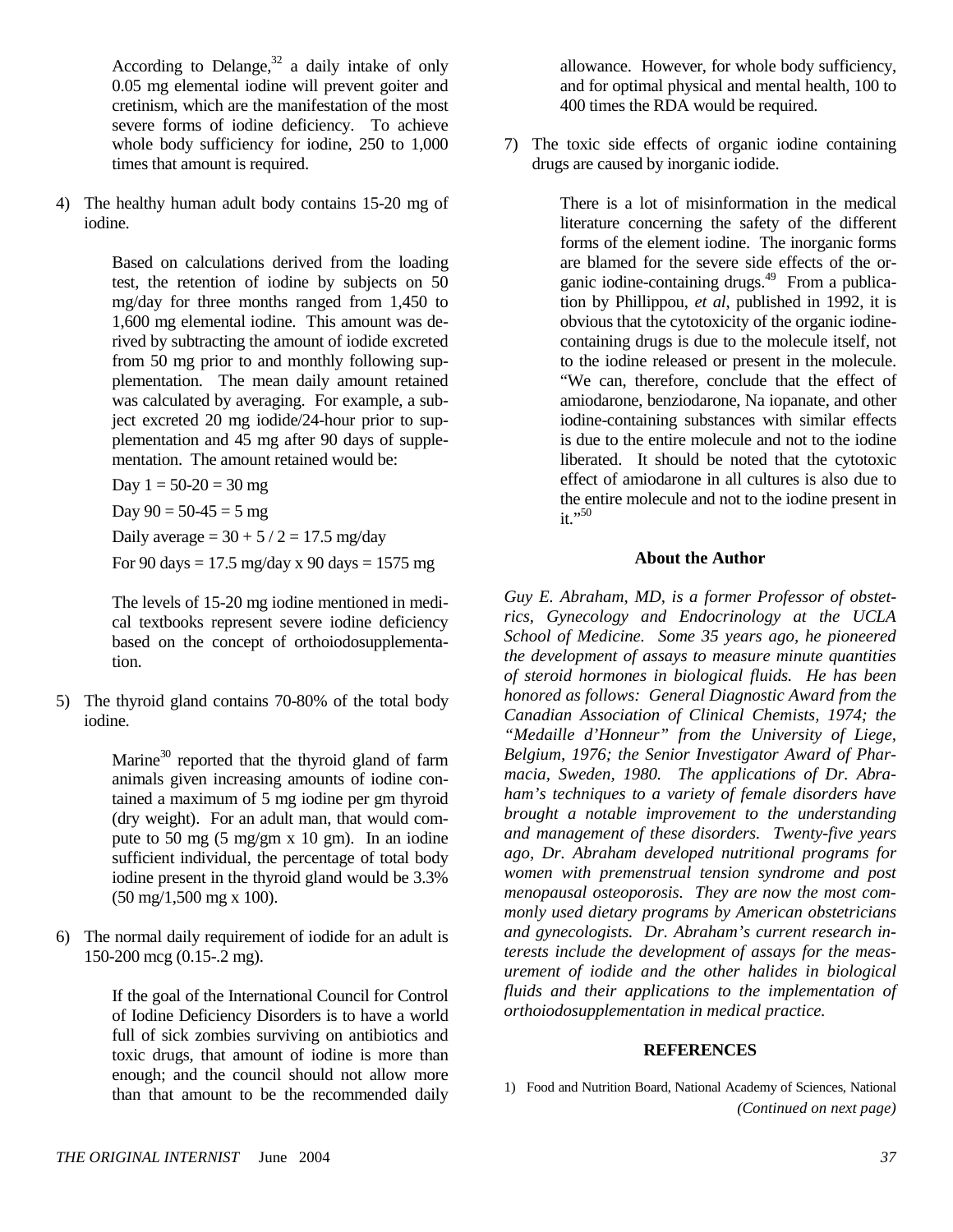According to Delange,[32] a daily intake of only 0.05 mg elemental iodine will prevent goiter and cretinism, which are the manifestation of the most severe forms of iodine deficiency. To achieve whole body sufficiency for iodine, 250 to 1,000 times that amount is required.

4) The healthy human adult body contains 15-20 mg of iodine.

   Based on calculations derived from the loading test, the retention of iodine by subjects on 50 mg/day for three months ranged from 1,450 to 1,600 mg elemental iodine. This amount was derived by subtracting the amount of iodide excreted from 50 mg prior to and monthly following supplementation. The mean daily amount retained was calculated by averaging. For example, a subject excreted 20 mg iodide/24-hour prior to supplementation and 45 mg after 90 days of supplementation. The amount retained would be:

   Day 1 = 50-20 = 30 mg

   Day 90 = 50-45 = 5 mg

   Daily average = 30 + 5 / 2 = 17.5 mg/day

   For 90 days = 17.5 mg/day x 90 days = 1575 mg

   The levels of 15-20 mg iodine mentioned in medical textbooks represent severe iodine deficiency based on the concept of orthoiodosupplementation.

5) The thyroid gland contains 70-80% of the total body iodine.

   Marine[30] reported that the thyroid gland of farm animals given increasing amounts of iodine contained a maximum of 5 mg iodine per gm thyroid (dry weight). For an adult man, that would compute to 50 mg (5 mg/gm x 10 gm). In an iodine sufficient individual, the percentage of total body iodine present in the thyroid gland would be 3.3% (50 mg/1,500 mg x 100).

6) The normal daily requirement of iodide for an adult is 150-200 mcg (0.15-.2 mg).

   If the goal of the International Council for Control of Iodine Deficiency Disorders is to have a world full of sick zombies surviving on antibiotics and toxic drugs, that amount of iodine is more than enough; and the council should not allow more than that amount to be the recommended daily allowance. However, for whole body sufficiency, and for optimal physical and mental health, 100 to 400 times the RDA would be required.

7) The toxic side effects of organic iodine containing drugs are caused by inorganic iodide.

   There is a lot of misinformation in the medical literature concerning the safety of the different forms of the element iodine. The inorganic forms are blamed for the severe side effects of the organic iodine-containing drugs.[49] From a publication by Phillippou, *et al*, published in 1992, it is obvious that the cytotoxicity of the organic iodine-containing drugs is due to the molecule itself, not to the iodine released or present in the molecule. "We can, therefore, conclude that the effect of amiodarone, benziodarone, Na iopanate, and other iodine-containing substances with similar effects is due to the entire molecule and not to the iodine liberated. It should be noted that the cytotoxic effect of amiodarone in all cultures is also due to the entire molecule and not to the iodine present in it."[50]

## About the Author

*Guy E. Abraham, MD, is a former Professor of obstetrics, Gynecology and Endocrinology at the UCLA School of Medicine. Some 35 years ago, he pioneered the development of assays to measure minute quantities of steroid hormones in biological fluids. He has been honored as follows: General Diagnostic Award from the Canadian Association of Clinical Chemists, 1974; the "Medaille d'Honneur" from the University of Liege, Belgium, 1976; the Senior Investigator Award of Pharmacia, Sweden, 1980. The applications of Dr. Abraham's techniques to a variety of female disorders have brought a notable improvement to the understanding and management of these disorders. Twenty-five years ago, Dr. Abraham developed nutritional programs for women with premenstrual tension syndrome and post menopausal osteoporosis. They are now the most commonly used dietary programs by American obstetricians and gynecologists. Dr. Abraham's current research interests include the development of assays for the measurement of iodide and the other halides in biological fluids and their applications to the implementation of orthoiodosupplementation in medical practice.*

## REFERENCES

1) Food and Nutrition Board, National Academy of Sciences, National

*(Continued on next page)*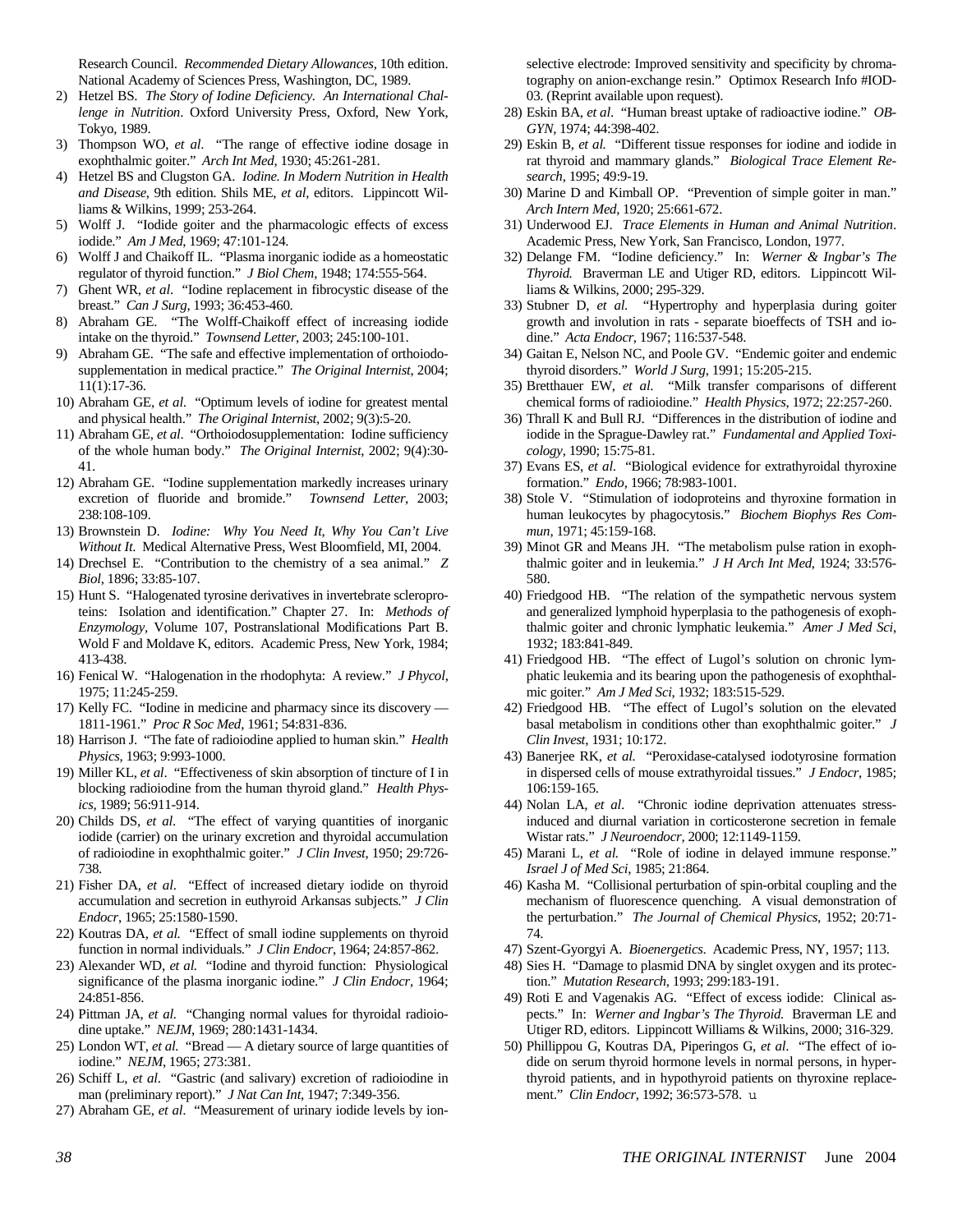Research Council. *Recommended Dietary Allowances*, 10th edition. National Academy of Sciences Press, Washington, DC, 1989.

2) Hetzel BS. *The Story of Iodine Deficiency. An International Challenge in Nutrition*. Oxford University Press, Oxford, New York, Tokyo, 1989.
3) Thompson WO, *et al*. "The range of effective iodine dosage in exophthalmic goiter." *Arch Int Med*, 1930; 45:261-281.
4) Hetzel BS and Clugston GA. *Iodine. In Modern Nutrition in Health and Disease*, 9th edition. Shils ME, *et al*, editors. Lippincott Williams & Wilkins, 1999; 253-264.
5) Wolff J. "Iodide goiter and the pharmacologic effects of excess iodide." *Am J Med*, 1969; 47:101-124.
6) Wolff J and Chaikoff IL. "Plasma inorganic iodide as a homeostatic regulator of thyroid function." *J Biol Chem*, 1948; 174:555-564.
7) Ghent WR, *et al*. "Iodine replacement in fibrocystic disease of the breast." *Can J Surg*, 1993; 36:453-460.
8) Abraham GE. "The Wolff-Chaikoff effect of increasing iodide intake on the thyroid." *Townsend Letter*, 2003; 245:100-101.
9) Abraham GE. "The safe and effective implementation of orthoiodosupplementation in medical practice." *The Original Internist*, 2004; 11(1):17-36.
10) Abraham GE, *et al*. "Optimum levels of iodine for greatest mental and physical health." *The Original Internist*, 2002; 9(3):5-20.
11) Abraham GE, *et al*. "Orthoiodosupplementation: Iodine sufficiency of the whole human body." *The Original Internist*, 2002; 9(4):30-41.
12) Abraham GE. "Iodine supplementation markedly increases urinary excretion of fluoride and bromide." *Townsend Letter*, 2003; 238:108-109.
13) Brownstein D. *Iodine: Why You Need It, Why You Can't Live Without It*. Medical Alternative Press, West Bloomfield, MI, 2004.
14) Drechsel E. "Contribution to the chemistry of a sea animal." *Z Biol*, 1896; 33:85-107.
15) Hunt S. "Halogenated tyrosine derivatives in invertebrate scleroproteins: Isolation and identification." Chapter 27. In: *Methods of Enzymology*, Volume 107, Postranslational Modifications Part B. Wold F and Moldave K, editors. Academic Press, New York, 1984; 413-438.
16) Fenical W. "Halogenation in the rhodophyta: A review." *J Phycol*, 1975; 11:245-259.
17) Kelly FC. "Iodine in medicine and pharmacy since its discovery — 1811-1961." *Proc R Soc Med*, 1961; 54:831-836.
18) Harrison J. "The fate of radioiodine applied to human skin." *Health Physics*, 1963; 9:993-1000.
19) Miller KL, *et al*. "Effectiveness of skin absorption of tincture of I in blocking radioiodine from the human thyroid gland." *Health Physics*, 1989; 56:911-914.
20) Childs DS, *et al*. "The effect of varying quantities of inorganic iodide (carrier) on the urinary excretion and thyroidal accumulation of radioiodine in exophthalmic goiter." *J Clin Invest*, 1950; 29:726-738.
21) Fisher DA, *et al*. "Effect of increased dietary iodide on thyroid accumulation and secretion in euthyroid Arkansas subjects." *J Clin Endocr*, 1965; 25:1580-1590.
22) Koutras DA, *et al.* "Effect of small iodine supplements on thyroid function in normal individuals." *J Clin Endocr*, 1964; 24:857-862.
23) Alexander WD, *et al.* "Iodine and thyroid function: Physiological significance of the plasma inorganic iodine." *J Clin Endocr*, 1964; 24:851-856.
24) Pittman JA, *et al.* "Changing normal values for thyroidal radioiodine uptake." *NEJM*, 1969; 280:1431-1434.
25) London WT, *et al.* "Bread — A dietary source of large quantities of iodine." *NEJM*, 1965; 273:381.
26) Schiff L, *et al*. "Gastric (and salivary) excretion of radioiodine in man (preliminary report)." *J Nat Can Int*, 1947; 7:349-356.
27) Abraham GE, *et al*. "Measurement of urinary iodide levels by ion-selective electrode: Improved sensitivity and specificity by chromatography on anion-exchange resin." Optimox Research Info #IOD-03. (Reprint available upon request).
28) Eskin BA, *et al*. "Human breast uptake of radioactive iodine." *OBGYN*, 1974; 44:398-402.
29) Eskin B, *et al.* "Different tissue responses for iodine and iodide in rat thyroid and mammary glands." *Biological Trace Element Research*, 1995; 49:9-19.
30) Marine D and Kimball OP. "Prevention of simple goiter in man." *Arch Intern Med*, 1920; 25:661-672.
31) Underwood EJ. *Trace Elements in Human and Animal Nutrition*. Academic Press, New York, San Francisco, London, 1977.
32) Delange FM. "Iodine deficiency." In: *Werner & Ingbar's The Thyroid.* Braverman LE and Utiger RD, editors. Lippincott Williams & Wilkins, 2000; 295-329.
33) Stubner D, *et al.* "Hypertrophy and hyperplasia during goiter growth and involution in rats - separate bioeffects of TSH and iodine." *Acta Endocr*, 1967; 116:537-548.
34) Gaitan E, Nelson NC, and Poole GV. "Endemic goiter and endemic thyroid disorders." *World J Surg*, 1991; 15:205-215.
35) Bretthauer EW, *et al.* "Milk transfer comparisons of different chemical forms of radioiodine." *Health Physics*, 1972; 22:257-260.
36) Thrall K and Bull RJ. "Differences in the distribution of iodine and iodide in the Sprague-Dawley rat." *Fundamental and Applied Toxicology*, 1990; 15:75-81.
37) Evans ES, *et al.* "Biological evidence for extrathyroidal thyroxine formation." *Endo*, 1966; 78:983-1001.
38) Stole V. "Stimulation of iodoproteins and thyroxine formation in human leukocytes by phagocytosis." *Biochem Biophys Res Commun*, 1971; 45:159-168.
39) Minot GR and Means JH. "The metabolism pulse ration in exophthalmic goiter and in leukemia." *J H Arch Int Med*, 1924; 33:576-580.
40) Friedgood HB. "The relation of the sympathetic nervous system and generalized lymphoid hyperplasia to the pathogenesis of exophthalmic goiter and chronic lymphatic leukemia." *Amer J Med Sci*, 1932; 183:841-849.
41) Friedgood HB. "The effect of Lugol's solution on chronic lymphatic leukemia and its bearing upon the pathogenesis of exophthalmic goiter." *Am J Med Sci*, 1932; 183:515-529.
42) Friedgood HB. "The effect of Lugol's solution on the elevated basal metabolism in conditions other than exophthalmic goiter." *J Clin Invest*, 1931; 10:172.
43) Banerjee RK, *et al.* "Peroxidase-catalysed iodotyrosine formation in dispersed cells of mouse extrathyroidal tissues." *J Endocr*, 1985; 106:159-165.
44) Nolan LA, *et al*. "Chronic iodine deprivation attenuates stress-induced and diurnal variation in corticosterone secretion in female Wistar rats." *J Neuroendocr*, 2000; 12:1149-1159.
45) Marani L, *et al.* "Role of iodine in delayed immune response." *Israel J of Med Sci*, 1985; 21:864.
46) Kasha M. "Collisional perturbation of spin-orbital coupling and the mechanism of fluorescence quenching. A visual demonstration of the perturbation." *The Journal of Chemical Physics*, 1952; 20:71-74.
47) Szent-Gyorgyi A. *Bioenergetics*. Academic Press, NY, 1957; 113.
48) Sies H. "Damage to plasmid DNA by singlet oxygen and its protection." *Mutation Research*, 1993; 299:183-191.
49) Roti E and Vagenakis AG. "Effect of excess iodide: Clinical aspects." In: *Werner and Ingbar's The Thyroid.* Braverman LE and Utiger RD, editors. Lippincott Williams & Wilkins, 2000; 316-329.
50) Phillippou G, Koutras DA, Piperingos G, *et al.* "The effect of iodide on serum thyroid hormone levels in normal persons, in hyperthyroid patients, and in hypothyroid patients on thyroxine replacement." *Clin Endocr*, 1992; 36:573-578. u